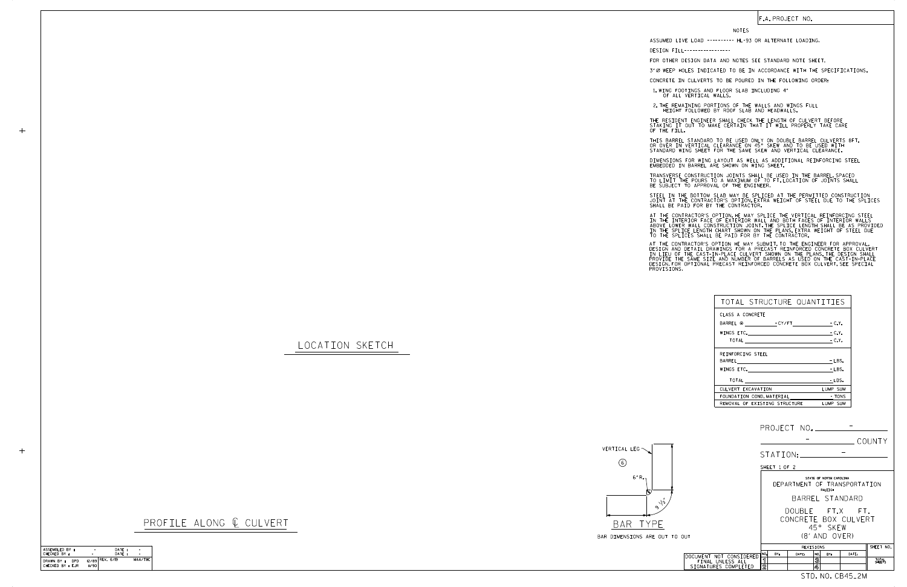F.A. PROJECT NO.

## NOTES

ASSUMED LIVE LOAD ---------- HL-93 OR ALTERNATE LOADING.

DESIGN FILL-----------------

FOR OTHER DESIGN DATA AND NOTES SEE STANDARD NOTE SHEET.

3"Ø WEEP HOLES INDICATED TO BE IN ACCORDANCE WITH THE SPECIFICATIONS.

CONCRETE IN CULVERTS TO BE POURED IN THE FOLLOWING ORDER:

1. WING FOOTINGS AND FLOOR SLAB INCLUDING 4" OF ALL VERTICAL WALLS.
2. THE REMAINING PORTIONS OF THE WALLS AND WINGS FULL HEIGHT FOLLOWED BY ROOF SLAB AND HEADWALLS.

THE RESIDENT ENGINEER SHALL CHECK THE LENGTH OF CULVERT BEFORE STAKING IT OUT TO MAKE CERTAIN THAT IT WILL PROPERLY TAKE CARE OF THE FILL.

THIS BARREL STANDARD TO BE USED ONLY ON DOUBLE BARREL CULVERTS 8FT. OR OVER IN VERTICAL CLEARANCE ON 45° SKEW AND TO BE USED WITH STANDARD WING SHEET FOR THE SAME SKEW AND VERTICAL CLEARANCE.

DIMENSIONS FOR WING LAYOUT AS WELL AS ADDITIONAL REINFORCING STEEL EMBEDDED IN BARREL ARE SHOWN ON WING SHEET.

TRANSVERSE CONSTRUCTION JOINTS SHALL BE USED IN THE BARREL, SPACED TO LIMIT THE POURS TO A MAXIMUM OF 70 FT. LOCATION OF JOINTS SHALL BE SUBJECT TO APPROVAL OF THE ENGINEER.

STEEL IN THE BOTTOM SLAB MAY BE SPLICED AT THE PERMITTED CONSTRUCTION JOINT AT THE CONTRACTOR'S OPTION. EXTRA WEIGHT OF STEEL DUE TO THE SPLICES SHALL BE PAID FOR BY THE CONTRACTOR.

AT THE CONTRACTOR'S OPTION, HE MAY SPLICE THE VERTICAL REINFORCING STEEL IN THE INTERIOR FACE OF EXTERIOR WALL AND BOTH FACES OF INTERIOR WALLS ABOVE LOWER WALL CONSTRUCTION JOINT. THE SPLICE LENGTH SHALL BE AS PROVIDED IN THE SPLICE LENGTH CHART SHOWN ON THE PLANS. EXTRA WEIGHT OF STEEL DUE TO THE SPLICES SHALL BE PAID FOR BY THE CONTRACTOR.

AT THE CONTRACTOR'S OPTION HE MAY SUBMIT, TO THE ENGINEER FOR APPROVAL, DESIGN AND DETAIL DRAWINGS FOR A PRECAST REINFORCED CONCRETE BOX CULVERT IN LIEU OF THE CAST-IN-PLACE CULVERT SHOWN ON THE PLANS. THE DESIGN SHALL PROVIDE THE SAME SIZE AND NUMBER OF BARRELS AS USED ON THE CAST-IN-PLACE DESIGN. FOR OPTIONAL PRECAST REINFORCED CONCRETE BOX CULVERT, SEE SPECIAL PROVISIONS.

## TOTAL STRUCTURE QUANTITIES

| Item | Quantity |
|---|---|
| **CLASS A CONCRETE** | |
| BARREL @ ______ - CY/FT | - C.Y. |
| WINGS ETC. | - C.Y. |
| TOTAL | - C.Y. |
| **REINFORCING STEEL** | |
| BARREL | - LBS. |
| WINGS ETC. | - LBS. |
| TOTAL | - LBS. |
| CULVERT EXCAVATION | LUMP SUM |
| FOUNDATION COND. MATERIAL | - TONS |
| REMOVAL OF EXISTING STRUCTURE | LUMP SUM |

LOCATION SKETCH

PROFILE ALONG ℄ CULVERT

VERTICAL LEG

6

6" R.

9 1/2"

BAR TYPE

BAR DIMENSIONS ARE OUT TO OUT

PROJECT NO. -

- COUNTY

STATION: -

SHEET 1 OF 2

STATE OF NORTH CAROLINA
DEPARTMENT OF TRANSPORTATION
RALEIGH

BARREL STANDARD

DOUBLE FT. X FT.
CONCRETE BOX CULVERT
45° SKEW
(8' AND OVER)

| REVISIONS | | | | | | SHEET NO. |
|---|---|---|---|---|---|---|
| NO. | BY: | DATE: | NO. | BY: | DATE: | |
| 1 | | | 3 | | | TOTAL SHEETS |
| 2 | | | 4 | | | |

DOCUMENT NOT CONSIDERED FINAL UNLESS ALL SIGNATURES COMPLETED

| | | | | |
|---|---|---|---|---|
| ASSEMBLED BY : | - | DATE : | - | |
| CHECKED BY : | - | DATE : | - | |
| DRAWN BY : DPD | 12/89 | REV. 6/19 | | MAA/THC |
| CHECKED BY : EJR | 11/90 | | | |

STD. NO. CB45_2M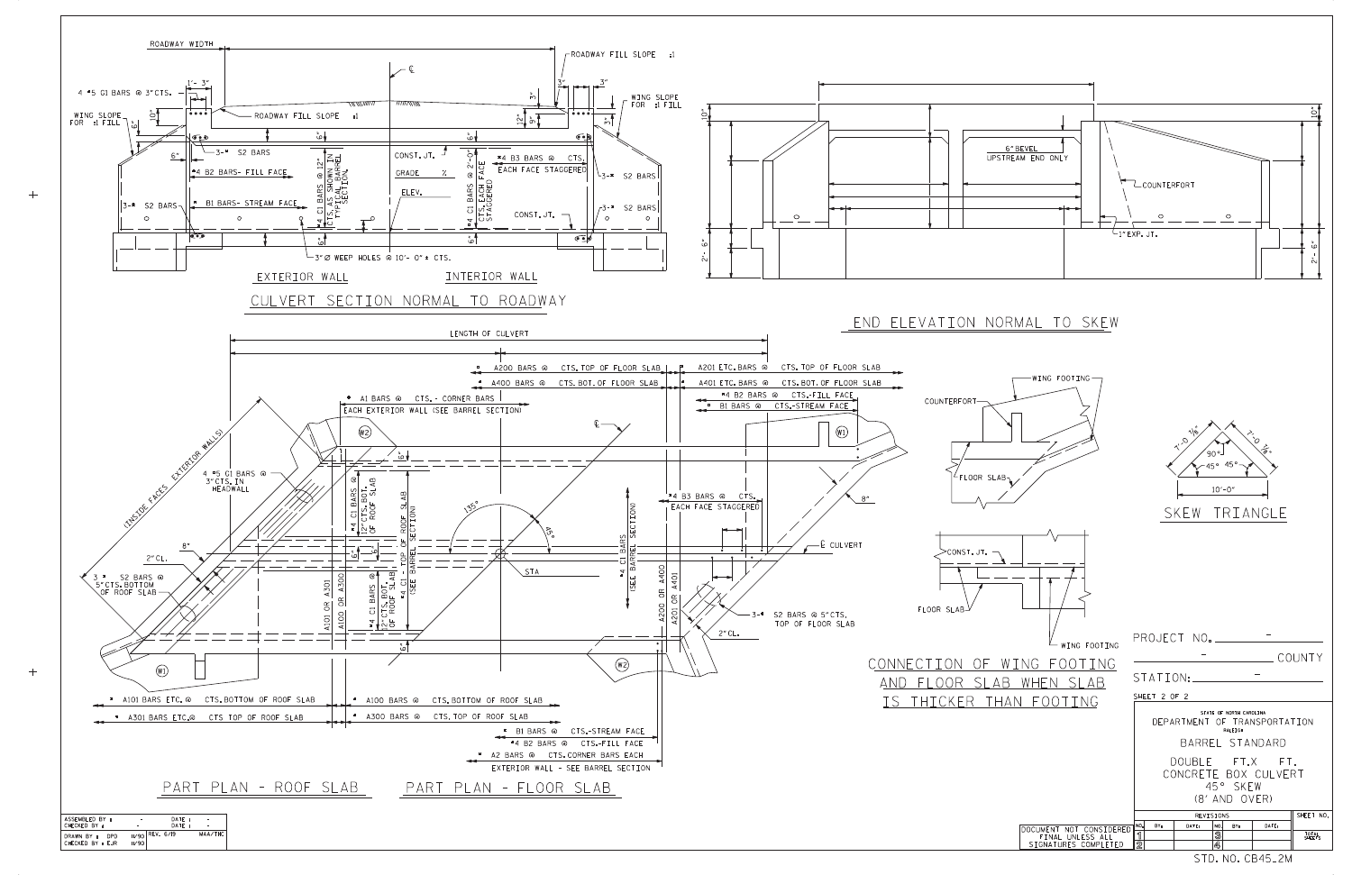## CULVERT SECTION NORMAL TO ROADWAY

ROADWAY WIDTH

ROADWAY FILL SLOPE :1

4 #5 G1 BARS @ 3" CTS.

1'- 3"

3"

3"

10"

12"

WING SLOPE FOR :1 FILL

6"

ROADWAY FILL SLOPE :1

3-# S2 BARS

6"

#4 B2 BARS- FILL FACE

B1 BARS- STREAM FACE

3-# S2 BARS

#4 C1 BARS @ 12" CTS. AS SHOWN IN TYPICAL BARREL SECTION.

CONST. JT.

GRADE %

ELEV.

#4 C1 BARS @ 2'-0" CTS. EACH FACE STAGGERED

#4 B3 BARS @ CTS. EACH FACE STAGGERED

3-# S2 BARS

CONST. JT.

3-# S2 BARS

6"

3" Ø WEEP HOLES @ 10'- 0" ± CTS.

EXTERIOR WALL

INTERIOR WALL

## END ELEVATION NORMAL TO SKEW

10"

6" BEVEL UPSTREAM END ONLY

COUNTERFORT

1" EXP. JT.

2'- 6"

## PART PLAN - ROOF SLAB / PART PLAN - FLOOR SLAB

LENGTH OF CULVERT

# A200 BARS @ CTS. TOP OF FLOOR SLAB

# A201 ETC. BARS @ CTS. TOP OF FLOOR SLAB

# A400 BARS @ CTS. BOT. OF FLOOR SLAB

# A401 ETC. BARS @ CTS. BOT. OF FLOOR SLAB

# A1 BARS @ CTS. - CORNER BARS EACH EXTERIOR WALL (SEE BARREL SECTION)

#4 B2 BARS @ CTS.-FILL FACE

# B1 BARS @ CTS.-STREAM FACE

W2

W1

(INSIDE FACES EXTERIOR WALLS)

4 #5 G1 BARS @ 3" CTS. IN HEADWALL

6"

8"

#4 C1 BARS @ 12" CTS. BOT. OF ROOF SLAB

#4 C1 - TOP OF ROOF SLAB (SEE BARREL SECTION)

#4 B3 BARS @ CTS. EACH FACE STAGGERED

#4 C1 BARS (SEE BARREL SECTION)

135°

45°

℄

℄ CULVERT

2" CL.

8"

3 # S2 BARS @ 5" CTS. BOTTOM OF ROOF SLAB

STA

A101 OR A301

A100 OR A300

#4 C1 BARS @ 12" CTS. BOT. OF ROOF SLAB

A201 OR A401

A200 OR A400

3-# S2 BARS @ 5" CTS. TOP OF FLOOR SLAB

2" CL.

W1

W2

# A101 BARS ETC. @ CTS. BOTTOM OF ROOF SLAB

# A100 BARS @ CTS. BOTTOM OF ROOF SLAB

# A301 BARS ETC. @ CTS TOP OF ROOF SLAB

# A300 BARS @ CTS. TOP OF ROOF SLAB

# B1 BARS @ CTS.-STREAM FACE

#4 B2 BARS @ CTS.-FILL FACE

# A2 BARS @ CTS. CORNER BARS EACH EXTERIOR WALL - SEE BARREL SECTION

## CONNECTION OF WING FOOTING AND FLOOR SLAB WHEN SLAB IS THICKER THAN FOOTING

WING FOOTING

COUNTERFORT

FLOOR SLAB

CONST. JT.

FLOOR SLAB

WING FOOTING

## SKEW TRIANGLE

7'-0 1/16"

7'-0 1/16"

90°

45°

45°

10'-0"

PROJECT NO. -

- COUNTY

STATION: -

SHEET 2 OF 2

STATE OF NORTH CAROLINA
DEPARTMENT OF TRANSPORTATION
RALEIGH

BARREL STANDARD

DOUBLE FT.X FT.
CONCRETE BOX CULVERT
45° SKEW
(8' AND OVER)

| ASSEMBLED BY : | - | DATE : | - |
|---|---|---|---|
| CHECKED BY : | - | DATE : | - |
| DRAWN BY : DPD | 11/90 | REV. 6/19 | MAA/THC |
| CHECKED BY : EJR | 11/90 | | |

DOCUMENT NOT CONSIDERED FINAL UNLESS ALL SIGNATURES COMPLETED

| REVISIONS | | | | | | SHEET NO. |
|---|---|---|---|---|---|---|
| NO. | BY: | DATE: | NO. | BY: | DATE: | |
| 1 | | | 3 | | | TOTAL SHEETS |
| 2 | | | 4 | | | |

STD. NO. CB45_2M